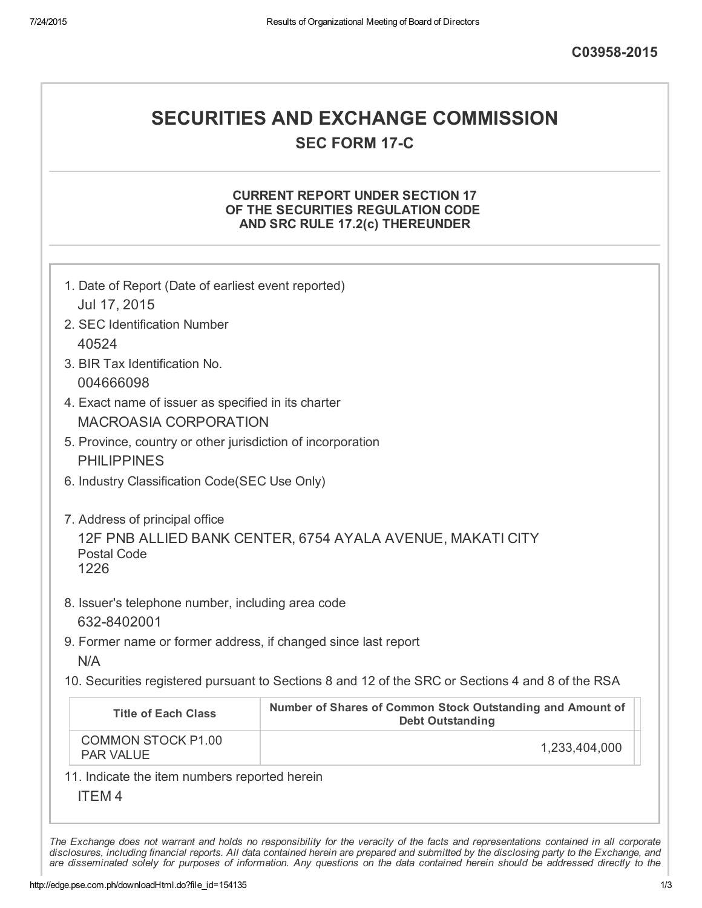C03958-2015

# SECURITIES AND EXCHANGE COMMISSION

## SEC FORM 17-C

### CURRENT REPORT UNDER SECTION 17 OF THE SECURITIES REGULATION CODE AND SRC RULE 17.2(c) THEREUNDER

1. Date of Report (Date of earliest event reported)
   Jul 17, 2015
2. SEC Identification Number
   40524
3. BIR Tax Identification No.
   004666098
4. Exact name of issuer as specified in its charter
   MACROASIA CORPORATION
5. Province, country or other jurisdiction of incorporation
   PHILIPPINES
6. Industry Classification Code(SEC Use Only)

7. Address of principal office
   12F PNB ALLIED BANK CENTER, 6754 AYALA AVENUE, MAKATI CITY
   Postal Code
   1226
8. Issuer's telephone number, including area code
   632-8402001
9. Former name or former address, if changed since last report
   N/A
10. Securities registered pursuant to Sections 8 and 12 of the SRC or Sections 4 and 8 of the RSA

| Title of Each Class | Number of Shares of Common Stock Outstanding and Amount of Debt Outstanding |
|---|---|
| COMMON STOCK P1.00 PAR VALUE | 1,233,404,000 |

11. Indicate the item numbers reported herein
    ITEM 4

*The Exchange does not warrant and holds no responsibility for the veracity of the facts and representations contained in all corporate disclosures, including financial reports. All data contained herein are prepared and submitted by the disclosing party to the Exchange, and are disseminated solely for purposes of information. Any questions on the data contained herein should be addressed directly to the*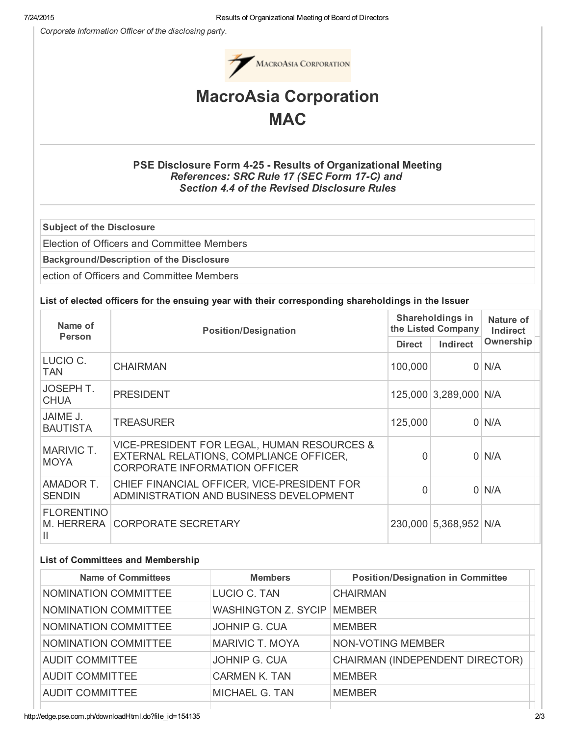*Corporate Information Officer of the disclosing party.*

# MacroAsia Corporation

# MAC

### PSE Disclosure Form 4-25 - Results of Organizational Meeting

*References: SRC Rule 17 (SEC Form 17-C) and*
*Section 4.4 of the Revised Disclosure Rules*

| **Subject of the Disclosure** |
|---|
| Election of Officers and Committee Members |
| **Background/Description of the Disclosure** |
| ection of Officers and Committee Members |

**List of elected officers for the ensuing year with their corresponding shareholdings in the Issuer**

| Name of Person | Position/Designation | Shareholdings in the Listed Company | | Nature of Indirect Ownership |
|---|---|---|---|---|
| | | Direct | Indirect | |
| LUCIO C. TAN | CHAIRMAN | 100,000 | 0 | N/A |
| JOSEPH T. CHUA | PRESIDENT | 125,000 | 3,289,000 | N/A |
| JAIME J. BAUTISTA | TREASURER | 125,000 | 0 | N/A |
| MARIVIC T. MOYA | VICE-PRESIDENT FOR LEGAL, HUMAN RESOURCES & EXTERNAL RELATIONS, COMPLIANCE OFFICER, CORPORATE INFORMATION OFFICER | 0 | 0 | N/A |
| AMADOR T. SENDIN | CHIEF FINANCIAL OFFICER, VICE-PRESIDENT FOR ADMINISTRATION AND BUSINESS DEVELOPMENT | 0 | 0 | N/A |
| FLORENTINO M. HERRERA II | CORPORATE SECRETARY | 230,000 | 5,368,952 | N/A |

**List of Committees and Membership**

| Name of Committees | Members | Position/Designation in Committee |
|---|---|---|
| NOMINATION COMMITTEE | LUCIO C. TAN | CHAIRMAN |
| NOMINATION COMMITTEE | WASHINGTON Z. SYCIP | MEMBER |
| NOMINATION COMMITTEE | JOHNIP G. CUA | MEMBER |
| NOMINATION COMMITTEE | MARIVIC T. MOYA | NON-VOTING MEMBER |
| AUDIT COMMITTEE | JOHNIP G. CUA | CHAIRMAN (INDEPENDENT DIRECTOR) |
| AUDIT COMMITTEE | CARMEN K. TAN | MEMBER |
| AUDIT COMMITTEE | MICHAEL G. TAN | MEMBER |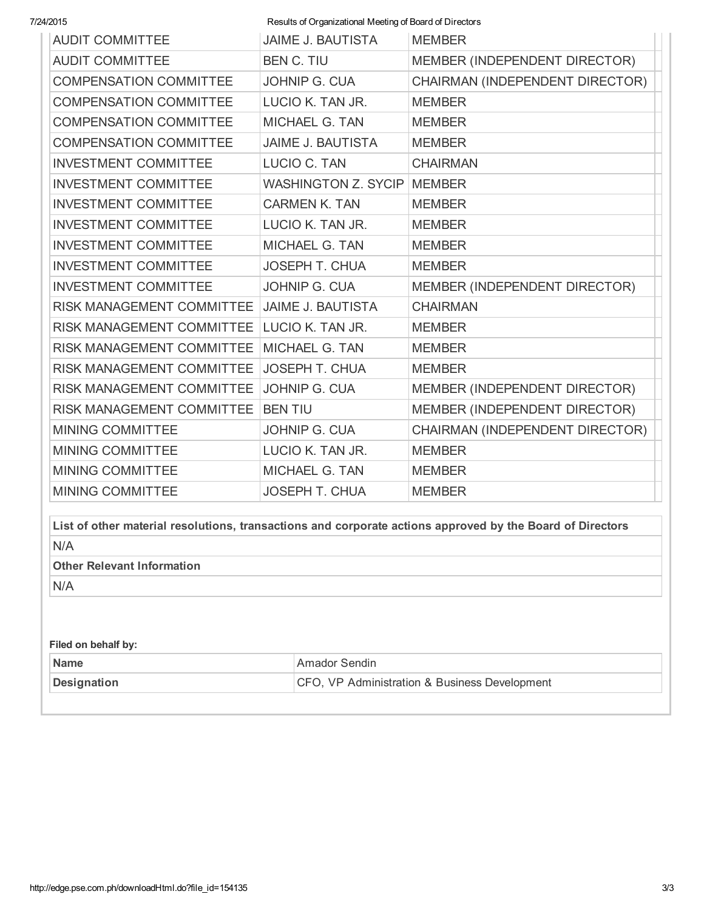| | | |
|---|---|---|
| AUDIT COMMITTEE | JAIME J. BAUTISTA | MEMBER |
| AUDIT COMMITTEE | BEN C. TIU | MEMBER (INDEPENDENT DIRECTOR) |
| COMPENSATION COMMITTEE | JOHNIP G. CUA | CHAIRMAN (INDEPENDENT DIRECTOR) |
| COMPENSATION COMMITTEE | LUCIO K. TAN JR. | MEMBER |
| COMPENSATION COMMITTEE | MICHAEL G. TAN | MEMBER |
| COMPENSATION COMMITTEE | JAIME J. BAUTISTA | MEMBER |
| INVESTMENT COMMITTEE | LUCIO C. TAN | CHAIRMAN |
| INVESTMENT COMMITTEE | WASHINGTON Z. SYCIP | MEMBER |
| INVESTMENT COMMITTEE | CARMEN K. TAN | MEMBER |
| INVESTMENT COMMITTEE | LUCIO K. TAN JR. | MEMBER |
| INVESTMENT COMMITTEE | MICHAEL G. TAN | MEMBER |
| INVESTMENT COMMITTEE | JOSEPH T. CHUA | MEMBER |
| INVESTMENT COMMITTEE | JOHNIP G. CUA | MEMBER (INDEPENDENT DIRECTOR) |
| RISK MANAGEMENT COMMITTEE | JAIME J. BAUTISTA | CHAIRMAN |
| RISK MANAGEMENT COMMITTEE | LUCIO K. TAN JR. | MEMBER |
| RISK MANAGEMENT COMMITTEE | MICHAEL G. TAN | MEMBER |
| RISK MANAGEMENT COMMITTEE | JOSEPH T. CHUA | MEMBER |
| RISK MANAGEMENT COMMITTEE | JOHNIP G. CUA | MEMBER (INDEPENDENT DIRECTOR) |
| RISK MANAGEMENT COMMITTEE | BEN TIU | MEMBER (INDEPENDENT DIRECTOR) |
| MINING COMMITTEE | JOHNIP G. CUA | CHAIRMAN (INDEPENDENT DIRECTOR) |
| MINING COMMITTEE | LUCIO K. TAN JR. | MEMBER |
| MINING COMMITTEE | MICHAEL G. TAN | MEMBER |
| MINING COMMITTEE | JOSEPH T. CHUA | MEMBER |

**List of other material resolutions, transactions and corporate actions approved by the Board of Directors**

N/A

**Other Relevant Information**

N/A

**Filed on behalf by:**

| | |
|---|---|
| **Name** | Amador Sendin |
| **Designation** | CFO, VP Administration & Business Development |